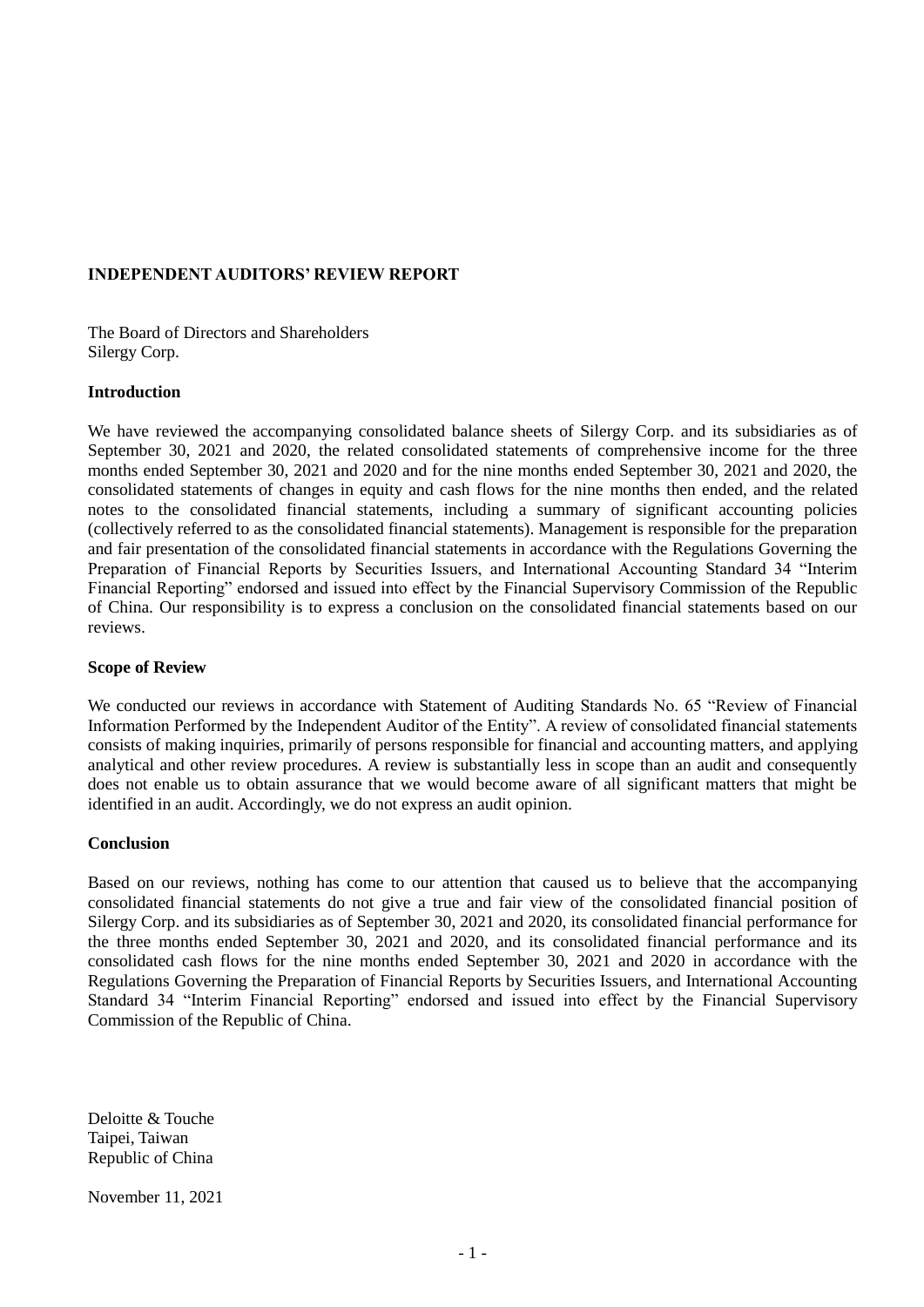## INDEPENDENT AUDITORS' REVIEW REPORT

The Board of Directors and Shareholders
Silergy Corp.

### Introduction

We have reviewed the accompanying consolidated balance sheets of Silergy Corp. and its subsidiaries as of September 30, 2021 and 2020, the related consolidated statements of comprehensive income for the three months ended September 30, 2021 and 2020 and for the nine months ended September 30, 2021 and 2020, the consolidated statements of changes in equity and cash flows for the nine months then ended, and the related notes to the consolidated financial statements, including a summary of significant accounting policies (collectively referred to as the consolidated financial statements). Management is responsible for the preparation and fair presentation of the consolidated financial statements in accordance with the Regulations Governing the Preparation of Financial Reports by Securities Issuers, and International Accounting Standard 34 "Interim Financial Reporting" endorsed and issued into effect by the Financial Supervisory Commission of the Republic of China. Our responsibility is to express a conclusion on the consolidated financial statements based on our reviews.

### Scope of Review

We conducted our reviews in accordance with Statement of Auditing Standards No. 65 "Review of Financial Information Performed by the Independent Auditor of the Entity". A review of consolidated financial statements consists of making inquiries, primarily of persons responsible for financial and accounting matters, and applying analytical and other review procedures. A review is substantially less in scope than an audit and consequently does not enable us to obtain assurance that we would become aware of all significant matters that might be identified in an audit. Accordingly, we do not express an audit opinion.

### Conclusion

Based on our reviews, nothing has come to our attention that caused us to believe that the accompanying consolidated financial statements do not give a true and fair view of the consolidated financial position of Silergy Corp. and its subsidiaries as of September 30, 2021 and 2020, its consolidated financial performance for the three months ended September 30, 2021 and 2020, and its consolidated financial performance and its consolidated cash flows for the nine months ended September 30, 2021 and 2020 in accordance with the Regulations Governing the Preparation of Financial Reports by Securities Issuers, and International Accounting Standard 34 "Interim Financial Reporting" endorsed and issued into effect by the Financial Supervisory Commission of the Republic of China.

Deloitte & Touche
Taipei, Taiwan
Republic of China

November 11, 2021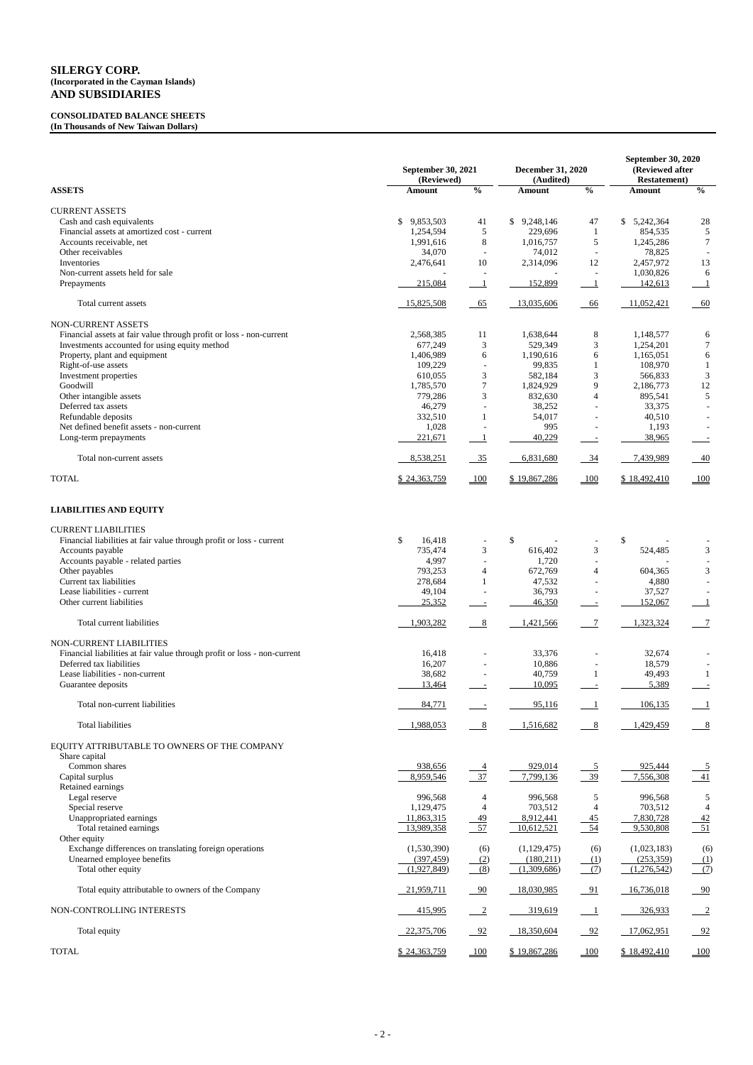# SILERGY CORP.
**(Incorporated in the Cayman Islands)**
**AND SUBSIDIARIES**

**CONSOLIDATED BALANCE SHEETS**
**(In Thousands of New Taiwan Dollars)**

| | September 30, 2021 (Reviewed) | | December 31, 2020 (Audited) | | September 30, 2020 (Reviewed after Restatement) | |
|---|---|---|---|---|---|---|
| **ASSETS** | **Amount** | **%** | **Amount** | **%** | **Amount** | **%** |
| CURRENT ASSETS | | | | | | |
| Cash and cash equivalents | $ 9,853,503 | 41 | $ 9,248,146 | 47 | $ 5,242,364 | 28 |
| Financial assets at amortized cost - current | 1,254,594 | 5 | 229,696 | 1 | 854,535 | 5 |
| Accounts receivable, net | 1,991,616 | 8 | 1,016,757 | 5 | 1,245,286 | 7 |
| Other receivables | 34,070 | - | 74,012 | - | 78,825 | - |
| Inventories | 2,476,641 | 10 | 2,314,096 | 12 | 2,457,972 | 13 |
| Non-current assets held for sale | - | - | - | - | 1,030,826 | 6 |
| Prepayments | 215,084 | 1 | 152,899 | 1 | 142,613 | 1 |
| Total current assets | 15,825,508 | 65 | 13,035,606 | 66 | 11,052,421 | 60 |
| NON-CURRENT ASSETS | | | | | | |
| Financial assets at fair value through profit or loss - non-current | 2,568,385 | 11 | 1,638,644 | 8 | 1,148,577 | 6 |
| Investments accounted for using equity method | 677,249 | 3 | 529,349 | 3 | 1,254,201 | 7 |
| Property, plant and equipment | 1,406,989 | 6 | 1,190,616 | 6 | 1,165,051 | 6 |
| Right-of-use assets | 109,229 | - | 99,835 | 1 | 108,970 | 1 |
| Investment properties | 610,055 | 3 | 582,184 | 3 | 566,833 | 3 |
| Goodwill | 1,785,570 | 7 | 1,824,929 | 9 | 2,186,773 | 12 |
| Other intangible assets | 779,286 | 3 | 832,630 | 4 | 895,541 | 5 |
| Deferred tax assets | 46,279 | - | 38,252 | - | 33,375 | - |
| Refundable deposits | 332,510 | 1 | 54,017 | - | 40,510 | - |
| Net defined benefit assets - non-current | 1,028 | - | 995 | - | 1,193 | - |
| Long-term prepayments | 221,671 | 1 | 40,229 | - | 38,965 | - |
| Total non-current assets | 8,538,251 | 35 | 6,831,680 | 34 | 7,439,989 | 40 |
| TOTAL | $ 24,363,759 | 100 | $ 19,867,286 | 100 | $ 18,492,410 | 100 |
| **LIABILITIES AND EQUITY** | | | | | | |
| CURRENT LIABILITIES | | | | | | |
| Financial liabilities at fair value through profit or loss - current | $ 16,418 | - | $ - | - | $ - | - |
| Accounts payable | 735,474 | 3 | 616,402 | 3 | 524,485 | 3 |
| Accounts payable - related parties | 4,997 | - | 1,720 | - | - | - |
| Other payables | 793,253 | 4 | 672,769 | 4 | 604,365 | 3 |
| Current tax liabilities | 278,684 | 1 | 47,532 | - | 4,880 | - |
| Lease liabilities - current | 49,104 | - | 36,793 | - | 37,527 | - |
| Other current liabilities | 25,352 | - | 46,350 | - | 152,067 | 1 |
| Total current liabilities | 1,903,282 | 8 | 1,421,566 | 7 | 1,323,324 | 7 |
| NON-CURRENT LIABILITIES | | | | | | |
| Financial liabilities at fair value through profit or loss - non-current | 16,418 | - | 33,376 | - | 32,674 | - |
| Deferred tax liabilities | 16,207 | - | 10,886 | - | 18,579 | - |
| Lease liabilities - non-current | 38,682 | - | 40,759 | 1 | 49,493 | 1 |
| Guarantee deposits | 13,464 | - | 10,095 | - | 5,389 | - |
| Total non-current liabilities | 84,771 | - | 95,116 | 1 | 106,135 | 1 |
| Total liabilities | 1,988,053 | 8 | 1,516,682 | 8 | 1,429,459 | 8 |
| EQUITY ATTRIBUTABLE TO OWNERS OF THE COMPANY | | | | | | |
| Share capital | | | | | | |
| Common shares | 938,656 | 4 | 929,014 | 5 | 925,444 | 5 |
| Capital surplus | 8,959,546 | 37 | 7,799,136 | 39 | 7,556,308 | 41 |
| Retained earnings | | | | | | |
| Legal reserve | 996,568 | 4 | 996,568 | 5 | 996,568 | 5 |
| Special reserve | 1,129,475 | 4 | 703,512 | 4 | 703,512 | 4 |
| Unappropriated earnings | 11,863,315 | 49 | 8,912,441 | 45 | 7,830,728 | 42 |
| Total retained earnings | 13,989,358 | 57 | 10,612,521 | 54 | 9,530,808 | 51 |
| Other equity | | | | | | |
| Exchange differences on translating foreign operations | (1,530,390) | (6) | (1,129,475) | (6) | (1,023,183) | (6) |
| Unearned employee benefits | (397,459) | (2) | (180,211) | (1) | (253,359) | (1) |
| Total other equity | (1,927,849) | (8) | (1,309,686) | (7) | (1,276,542) | (7) |
| Total equity attributable to owners of the Company | 21,959,711 | 90 | 18,030,985 | 91 | 16,736,018 | 90 |
| NON-CONTROLLING INTERESTS | 415,995 | 2 | 319,619 | 1 | 326,933 | 2 |
| Total equity | 22,375,706 | 92 | 18,350,604 | 92 | 17,062,951 | 92 |
| TOTAL | $ 24,363,759 | 100 | $ 19,867,286 | 100 | $ 18,492,410 | 100 |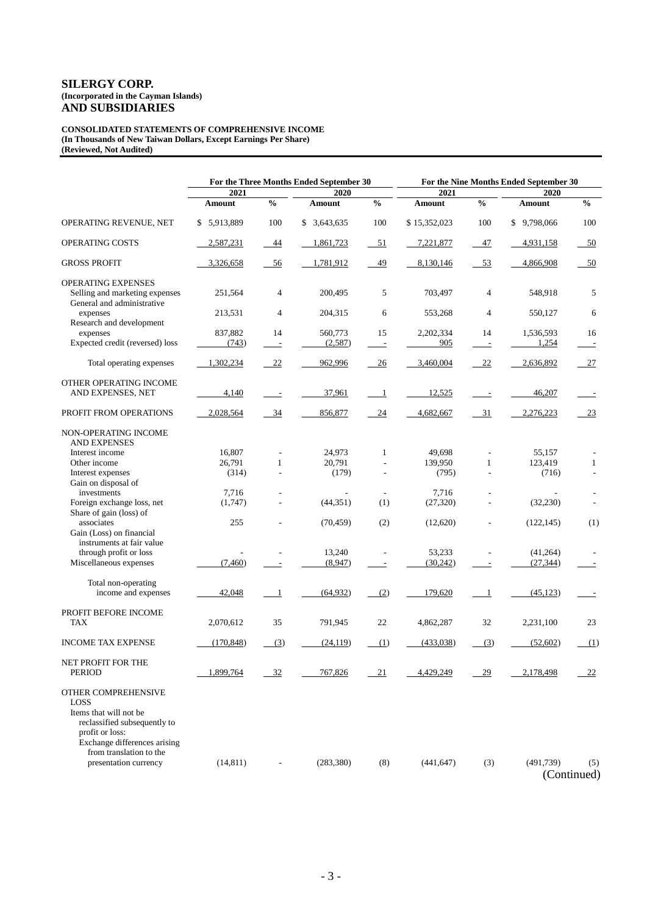# SILERGY CORP.
**(Incorporated in the Cayman Islands)**
# AND SUBSIDIARIES

**CONSOLIDATED STATEMENTS OF COMPREHENSIVE INCOME**
**(In Thousands of New Taiwan Dollars, Except Earnings Per Share)**
**(Reviewed, Not Audited)**

| | For the Three Months Ended September 30 | | | | For the Nine Months Ended September 30 | | | |
|---|---|---|---|---|---|---|---|---|
| | 2021 | | 2020 | | 2021 | | 2020 | |
| | Amount | % | Amount | % | Amount | % | Amount | % |
| OPERATING REVENUE, NET | $ 5,913,889 | 100 | $ 3,643,635 | 100 | $ 15,352,023 | 100 | $ 9,798,066 | 100 |
| OPERATING COSTS | 2,587,231 | 44 | 1,861,723 | 51 | 7,221,877 | 47 | 4,931,158 | 50 |
| GROSS PROFIT | 3,326,658 | 56 | 1,781,912 | 49 | 8,130,146 | 53 | 4,866,908 | 50 |
| OPERATING EXPENSES | | | | | | | | |
| Selling and marketing expenses | 251,564 | 4 | 200,495 | 5 | 703,497 | 4 | 548,918 | 5 |
| General and administrative expenses | 213,531 | 4 | 204,315 | 6 | 553,268 | 4 | 550,127 | 6 |
| Research and development expenses | 837,882 | 14 | 560,773 | 15 | 2,202,334 | 14 | 1,536,593 | 16 |
| Expected credit (reversed) loss | (743) | - | (2,587) | - | 905 | - | 1,254 | - |
| Total operating expenses | 1,302,234 | 22 | 962,996 | 26 | 3,460,004 | 22 | 2,636,892 | 27 |
| OTHER OPERATING INCOME AND EXPENSES, NET | 4,140 | - | 37,961 | 1 | 12,525 | - | 46,207 | - |
| PROFIT FROM OPERATIONS | 2,028,564 | 34 | 856,877 | 24 | 4,682,667 | 31 | 2,276,223 | 23 |
| NON-OPERATING INCOME AND EXPENSES | | | | | | | | |
| Interest income | 16,807 | - | 24,973 | 1 | 49,698 | - | 55,157 | - |
| Other income | 26,791 | 1 | 20,791 | - | 139,950 | 1 | 123,419 | 1 |
| Interest expenses | (314) | - | (179) | - | (795) | - | (716) | - |
| Gain on disposal of investments | 7,716 | - | - | - | 7,716 | - | - | - |
| Foreign exchange loss, net | (1,747) | - | (44,351) | (1) | (27,320) | - | (32,230) | - |
| Share of gain (loss) of associates | 255 | - | (70,459) | (2) | (12,620) | - | (122,145) | (1) |
| Gain (Loss) on financial instruments at fair value through profit or loss | - | - | 13,240 | - | 53,233 | - | (41,264) | - |
| Miscellaneous expenses | (7,460) | - | (8,947) | - | (30,242) | - | (27,344) | - |
| Total non-operating income and expenses | 42,048 | 1 | (64,932) | (2) | 179,620 | 1 | (45,123) | - |
| PROFIT BEFORE INCOME TAX | 2,070,612 | 35 | 791,945 | 22 | 4,862,287 | 32 | 2,231,100 | 23 |
| INCOME TAX EXPENSE | (170,848) | (3) | (24,119) | (1) | (433,038) | (3) | (52,602) | (1) |
| NET PROFIT FOR THE PERIOD | 1,899,764 | 32 | 767,826 | 21 | 4,429,249 | 29 | 2,178,498 | 22 |
| OTHER COMPREHENSIVE LOSS | | | | | | | | |
| Items that will not be reclassified subsequently to profit or loss: | | | | | | | | |
| Exchange differences arising from translation to the presentation currency | (14,811) | - | (283,380) | (8) | (441,647) | (3) | (491,739) | (5) |

(Continued)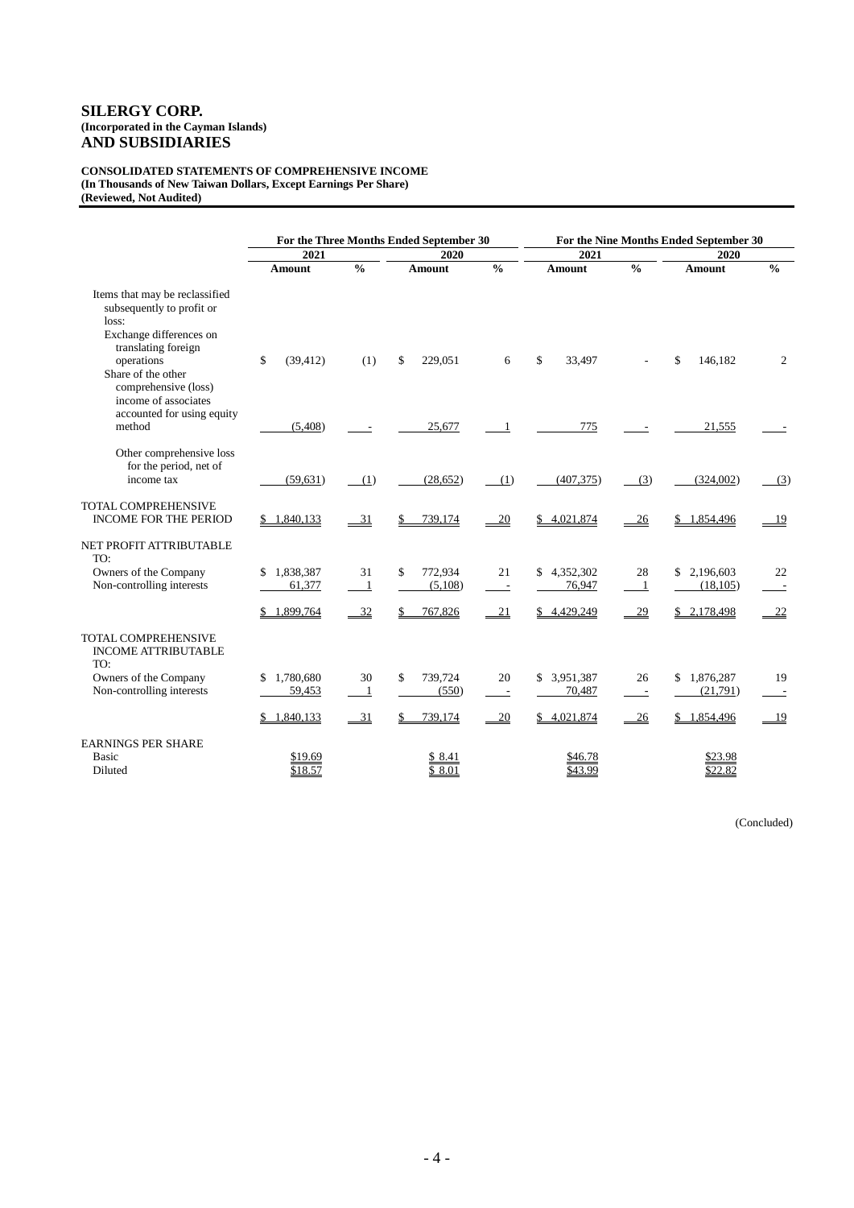# SILERGY CORP.
**(Incorporated in the Cayman Islands)**
# AND SUBSIDIARIES

**CONSOLIDATED STATEMENTS OF COMPREHENSIVE INCOME**
**(In Thousands of New Taiwan Dollars, Except Earnings Per Share)**
**(Reviewed, Not Audited)**

| | For the Three Months Ended September 30 | | | | For the Nine Months Ended September 30 | | | |
|---|---|---|---|---|---|---|---|---|
| | 2021 | | 2020 | | 2021 | | 2020 | |
| | Amount | % | Amount | % | Amount | % | Amount | % |
| Items that may be reclassified subsequently to profit or loss: | | | | | | | | |
| Exchange differences on translating foreign operations | $ (39,412) | (1) | $ 229,051 | 6 | $ 33,497 | - | $ 146,182 | 2 |
| Share of the other comprehensive (loss) income of associates accounted for using equity method | (5,408) | - | 25,677 | 1 | 775 | - | 21,555 | - |
| Other comprehensive loss for the period, net of income tax | (59,631) | (1) | (28,652) | (1) | (407,375) | (3) | (324,002) | (3) |
| TOTAL COMPREHENSIVE INCOME FOR THE PERIOD | $ 1,840,133 | 31 | $ 739,174 | 20 | $ 4,021,874 | 26 | $ 1,854,496 | 19 |
| NET PROFIT ATTRIBUTABLE TO: | | | | | | | | |
| Owners of the Company | $ 1,838,387 | 31 | $ 772,934 | 21 | $ 4,352,302 | 28 | $ 2,196,603 | 22 |
| Non-controlling interests | 61,377 | 1 | (5,108) | - | 76,947 | 1 | (18,105) | - |
| | $ 1,899,764 | 32 | $ 767,826 | 21 | $ 4,429,249 | 29 | $ 2,178,498 | 22 |
| TOTAL COMPREHENSIVE INCOME ATTRIBUTABLE TO: | | | | | | | | |
| Owners of the Company | $ 1,780,680 | 30 | $ 739,724 | 20 | $ 3,951,387 | 26 | $ 1,876,287 | 19 |
| Non-controlling interests | 59,453 | 1 | (550) | - | 70,487 | - | (21,791) | - |
| | $ 1,840,133 | 31 | $ 739,174 | 20 | $ 4,021,874 | 26 | $ 1,854,496 | 19 |
| EARNINGS PER SHARE | | | | | | | | |
| Basic | $19.69 | | $ 8.41 | | $46.78 | | $23.98 | |
| Diluted | $18.57 | | $ 8.01 | | $43.99 | | $22.82 | |

(Concluded)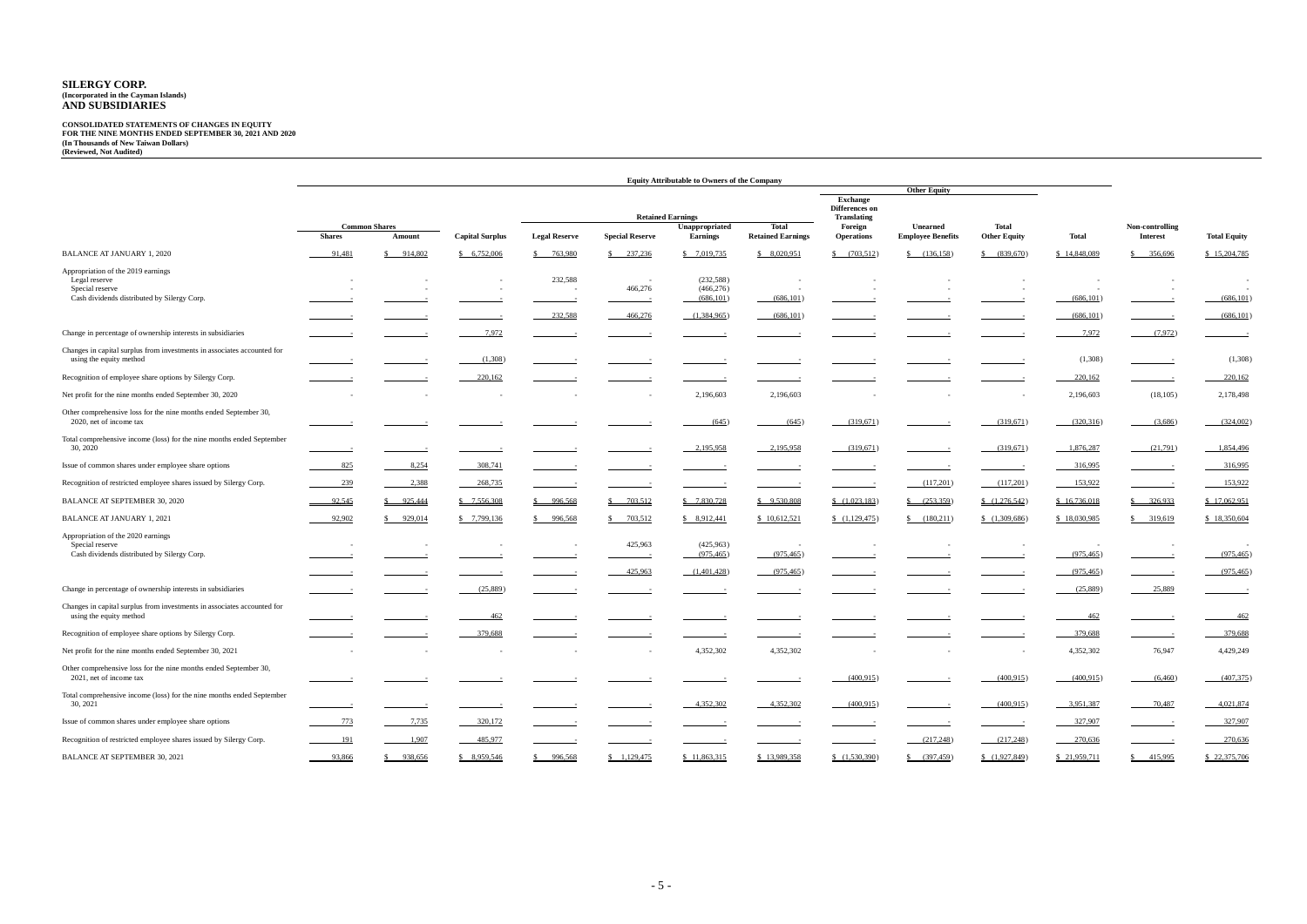# SILERGY CORP.
**(Incorporated in the Cayman Islands)**
## AND SUBSIDIARIES

**CONSOLIDATED STATEMENTS OF CHANGES IN EQUITY**
**FOR THE NINE MONTHS ENDED SEPTEMBER 30, 2021 AND 2020**
**(In Thousands of New Taiwan Dollars)**
**(Reviewed, Not Audited)**

| | Equity Attributable to Owners of the Company | | | | | | | | | | | | | |
|---|---|---|---|---|---|---|---|---|---|---|---|---|---|---|
| | | | | Retained Earnings | | | | Other Equity | | | | | | |
| | Common Shares | | | | | | | Exchange Differences on Translating Foreign Operations | | | | | | |
| | Shares | Amount | Capital Surplus | Legal Reserve | Special Reserve | Unappropriated Earnings | Total Retained Earnings | Exchange Differences on Translating Foreign Operations | Unearned Employee Benefits | Total Other Equity | Total | Non-controlling Interest | Total Equity |
| BALANCE AT JANUARY 1, 2020 | 91,481 | $ 914,802 | $ 6,752,006 | $ 763,980 | $ 237,236 | $ 7,019,735 | $ 8,020,951 | $ (703,512) | $ (136,158) | $ (839,670) | $ 14,848,089 | $ 356,696 | $ 15,204,785 |
| Appropriation of the 2019 earnings | | | | | | | | | | | | | |
| Legal reserve | - | - | - | 232,588 | - | (232,588) | - | - | - | - | - | - | - |
| Special reserve | - | - | - | - | 466,276 | (466,276) | - | - | - | - | - | - | - |
| Cash dividends distributed by Silergy Corp. | - | - | - | - | - | (686,101) | (686,101) | - | - | - | (686,101) | - | (686,101) |
| | - | - | - | 232,588 | 466,276 | (1,384,965) | (686,101) | - | - | - | (686,101) | - | (686,101) |
| Change in percentage of ownership interests in subsidiaries | - | - | 7,972 | - | - | - | - | - | - | - | 7,972 | (7,972) | - |
| Changes in capital surplus from investments in associates accounted for using the equity method | - | - | (1,308) | - | - | - | - | - | - | - | (1,308) | - | (1,308) |
| Recognition of employee share options by Silergy Corp. | - | - | 220,162 | - | - | - | - | - | - | - | 220,162 | - | 220,162 |
| Net profit for the nine months ended September 30, 2020 | - | - | - | - | - | 2,196,603 | 2,196,603 | - | - | - | 2,196,603 | (18,105) | 2,178,498 |
| Other comprehensive loss for the nine months ended September 30, 2020, net of income tax | - | - | - | - | - | (645) | (645) | (319,671) | - | (319,671) | (320,316) | (3,686) | (324,002) |
| Total comprehensive income (loss) for the nine months ended September 30, 2020 | - | - | - | - | - | 2,195,958 | 2,195,958 | (319,671) | - | (319,671) | 1,876,287 | (21,791) | 1,854,496 |
| Issue of common shares under employee share options | 825 | 8,254 | 308,741 | - | - | - | - | - | - | - | 316,995 | - | 316,995 |
| Recognition of restricted employee shares issued by Silergy Corp. | 239 | 2,388 | 268,735 | - | - | - | - | - | (117,201) | (117,201) | 153,922 | - | 153,922 |
| BALANCE AT SEPTEMBER 30, 2020 | 92,545 | $ 925,444 | $ 7,556,308 | $ 996,568 | $ 703,512 | $ 7,830,728 | $ 9,530,808 | $ (1,023,183) | $ (253,359) | $ (1,276,542) | $ 16,736,018 | $ 326,933 | $ 17,062,951 |
| BALANCE AT JANUARY 1, 2021 | 92,902 | $ 929,014 | $ 7,799,136 | $ 996,568 | $ 703,512 | $ 8,912,441 | $ 10,612,521 | $ (1,129,475) | $ (180,211) | $ (1,309,686) | $ 18,030,985 | $ 319,619 | $ 18,350,604 |
| Appropriation of the 2020 earnings | | | | | | | | | | | | | |
| Special reserve | - | - | - | - | 425,963 | (425,963) | - | - | - | - | - | - | - |
| Cash dividends distributed by Silergy Corp. | - | - | - | - | - | (975,465) | (975,465) | - | - | - | (975,465) | - | (975,465) |
| | - | - | - | - | 425,963 | (1,401,428) | (975,465) | - | - | - | (975,465) | - | (975,465) |
| Change in percentage of ownership interests in subsidiaries | - | - | (25,889) | - | - | - | - | - | - | - | (25,889) | 25,889 | - |
| Changes in capital surplus from investments in associates accounted for using the equity method | - | - | 462 | - | - | - | - | - | - | - | 462 | - | 462 |
| Recognition of employee share options by Silergy Corp. | - | - | 379,688 | - | - | - | - | - | - | - | 379,688 | - | 379,688 |
| Net profit for the nine months ended September 30, 2021 | - | - | - | - | - | 4,352,302 | 4,352,302 | - | - | - | 4,352,302 | 76,947 | 4,429,249 |
| Other comprehensive loss for the nine months ended September 30, 2021, net of income tax | - | - | - | - | - | - | - | (400,915) | - | (400,915) | (400,915) | (6,460) | (407,375) |
| Total comprehensive income (loss) for the nine months ended September 30, 2021 | - | - | - | - | - | 4,352,302 | 4,352,302 | (400,915) | - | (400,915) | 3,951,387 | 70,487 | 4,021,874 |
| Issue of common shares under employee share options | 773 | 7,735 | 320,172 | - | - | - | - | - | - | - | 327,907 | - | 327,907 |
| Recognition of restricted employee shares issued by Silergy Corp. | 191 | 1,907 | 485,977 | - | - | - | - | - | (217,248) | (217,248) | 270,636 | - | 270,636 |
| BALANCE AT SEPTEMBER 30, 2021 | 93,866 | $ 938,656 | $ 8,959,546 | $ 996,568 | $ 1,129,475 | $ 11,863,315 | $ 13,989,358 | $ (1,530,390) | $ (397,459) | $ (1,927,849) | $ 21,959,711 | $ 415,995 | $ 22,375,706 |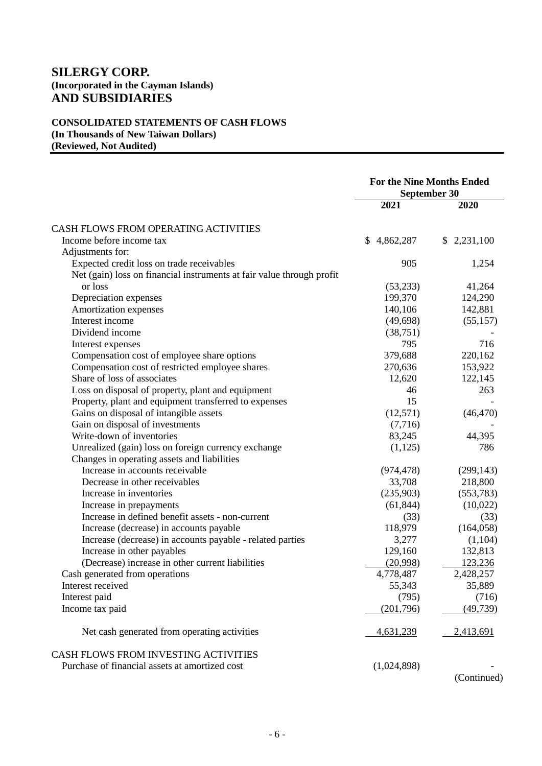# SILERGY CORP.
**(Incorporated in the Cayman Islands)**
## AND SUBSIDIARIES

**CONSOLIDATED STATEMENTS OF CASH FLOWS**
**(In Thousands of New Taiwan Dollars)**
**(Reviewed, Not Audited)**

| | For the Nine Months Ended September 30 | |
|---|---|---|
| | 2021 | 2020 |
| CASH FLOWS FROM OPERATING ACTIVITIES | | |
| Income before income tax | $ 4,862,287 | $ 2,231,100 |
| Adjustments for: | | |
| Expected credit loss on trade receivables | 905 | 1,254 |
| Net (gain) loss on financial instruments at fair value through profit or loss | (53,233) | 41,264 |
| Depreciation expenses | 199,370 | 124,290 |
| Amortization expenses | 140,106 | 142,881 |
| Interest income | (49,698) | (55,157) |
| Dividend income | (38,751) | - |
| Interest expenses | 795 | 716 |
| Compensation cost of employee share options | 379,688 | 220,162 |
| Compensation cost of restricted employee shares | 270,636 | 153,922 |
| Share of loss of associates | 12,620 | 122,145 |
| Loss on disposal of property, plant and equipment | 46 | 263 |
| Property, plant and equipment transferred to expenses | 15 | - |
| Gains on disposal of intangible assets | (12,571) | (46,470) |
| Gain on disposal of investments | (7,716) | - |
| Write-down of inventories | 83,245 | 44,395 |
| Unrealized (gain) loss on foreign currency exchange | (1,125) | 786 |
| Changes in operating assets and liabilities | | |
| Increase in accounts receivable | (974,478) | (299,143) |
| Decrease in other receivables | 33,708 | 218,800 |
| Increase in inventories | (235,903) | (553,783) |
| Increase in prepayments | (61,844) | (10,022) |
| Increase in defined benefit assets - non-current | (33) | (33) |
| Increase (decrease) in accounts payable | 118,979 | (164,058) |
| Increase (decrease) in accounts payable - related parties | 3,277 | (1,104) |
| Increase in other payables | 129,160 | 132,813 |
| (Decrease) increase in other current liabilities | (20,998) | 123,236 |
| Cash generated from operations | 4,778,487 | 2,428,257 |
| Interest received | 55,343 | 35,889 |
| Interest paid | (795) | (716) |
| Income tax paid | (201,796) | (49,739) |
| Net cash generated from operating activities | 4,631,239 | 2,413,691 |
| CASH FLOWS FROM INVESTING ACTIVITIES | | |
| Purchase of financial assets at amortized cost | (1,024,898) | - |

(Continued)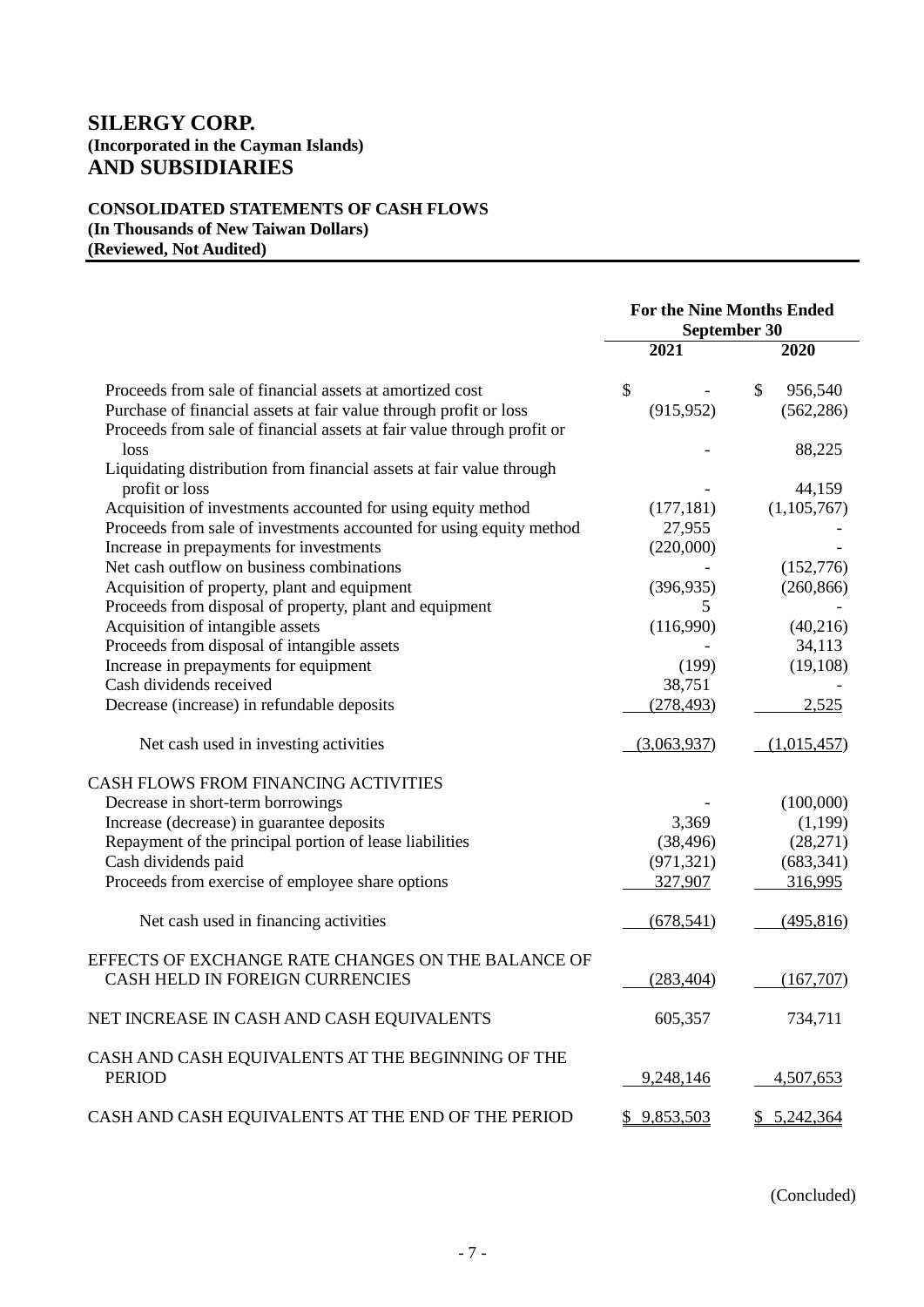# SILERGY CORP.
**(Incorporated in the Cayman Islands)**
## AND SUBSIDIARIES

**CONSOLIDATED STATEMENTS OF CASH FLOWS**
**(In Thousands of New Taiwan Dollars)**
**(Reviewed, Not Audited)**

| | For the Nine Months Ended September 30 | |
|---|---|---|
| | 2021 | 2020 |
| Proceeds from sale of financial assets at amortized cost | $ - | $ 956,540 |
| Purchase of financial assets at fair value through profit or loss | (915,952) | (562,286) |
| Proceeds from sale of financial assets at fair value through profit or loss | - | 88,225 |
| Liquidating distribution from financial assets at fair value through profit or loss | - | 44,159 |
| Acquisition of investments accounted for using equity method | (177,181) | (1,105,767) |
| Proceeds from sale of investments accounted for using equity method | 27,955 | - |
| Increase in prepayments for investments | (220,000) | - |
| Net cash outflow on business combinations | - | (152,776) |
| Acquisition of property, plant and equipment | (396,935) | (260,866) |
| Proceeds from disposal of property, plant and equipment | 5 | - |
| Acquisition of intangible assets | (116,990) | (40,216) |
| Proceeds from disposal of intangible assets | - | 34,113 |
| Increase in prepayments for equipment | (199) | (19,108) |
| Cash dividends received | 38,751 | - |
| Decrease (increase) in refundable deposits | (278,493) | 2,525 |
| Net cash used in investing activities | (3,063,937) | (1,015,457) |
| CASH FLOWS FROM FINANCING ACTIVITIES | | |
| Decrease in short-term borrowings | - | (100,000) |
| Increase (decrease) in guarantee deposits | 3,369 | (1,199) |
| Repayment of the principal portion of lease liabilities | (38,496) | (28,271) |
| Cash dividends paid | (971,321) | (683,341) |
| Proceeds from exercise of employee share options | 327,907 | 316,995 |
| Net cash used in financing activities | (678,541) | (495,816) |
| EFFECTS OF EXCHANGE RATE CHANGES ON THE BALANCE OF CASH HELD IN FOREIGN CURRENCIES | (283,404) | (167,707) |
| NET INCREASE IN CASH AND CASH EQUIVALENTS | 605,357 | 734,711 |
| CASH AND CASH EQUIVALENTS AT THE BEGINNING OF THE PERIOD | 9,248,146 | 4,507,653 |
| CASH AND CASH EQUIVALENTS AT THE END OF THE PERIOD | $ 9,853,503 | $ 5,242,364 |

(Concluded)